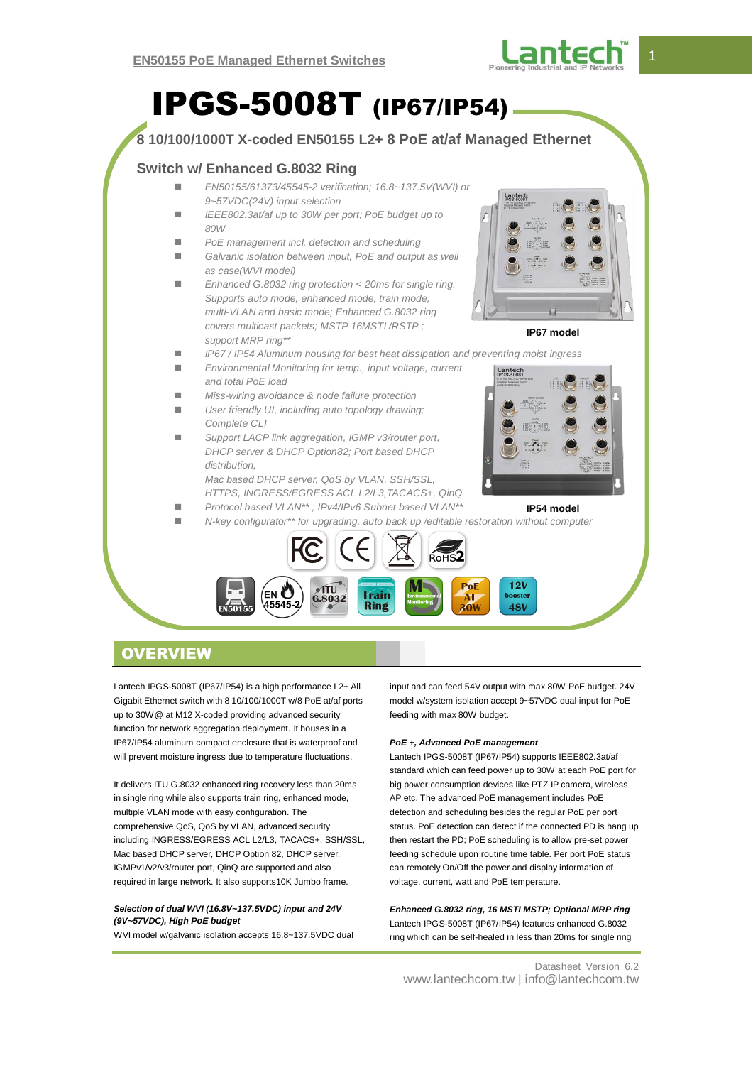# IPGS-5008T (IP67/IP54)

## 8 10/100/1000T X-coded EN50155 L2+ 8 PoE at/af Managed Ethernet Switch w/ Enhanced G.8032 Ring

- *EN50155/61373/45545-2 verification; 16.8~137.5V(WVI) or 9~57VDC(24V) input selection*
- *IEEE802.3at/af up to 30W per port; PoE budget up to 80W*
- *PoE management incl. detection and scheduling*
- *Galvanic isolation between input, PoE and output as well as case(WVI model)*
- *Enhanced G.8032 ring protection < 20ms for single ring. Supports auto mode, enhanced mode, train mode, multi-VLAN and basic mode; Enhanced G.8032 ring covers multicast packets; MSTP 16MSTI /RSTP ; support MRP ring***
- *IP67 / IP54 Aluminum housing for best heat dissipation and preventing moist ingress*
- *Environmental Monitoring for temp., input voltage, current and total PoE load*
- *Miss-wiring avoidance & node failure protection*
- *User friendly UI, including auto topology drawing; Complete CLI*
- *Support LACP link aggregation, IGMP v3/router port, DHCP server & DHCP Option82; Port based DHCP distribution, Mac based DHCP server, QoS by VLAN, SSH/SSL, HTTPS, INGRESS/EGRESS ACL L2/L3,TACACS+, QinQ*
- *Protocol based VLAN** ; IPv4/IPv6 Subnet based VLAN***
- *N-key configurator** for upgrading, auto back up /editable restoration without computer*

IP67 model

IP54 model

## OVERVIEW

Lantech IPGS-5008T (IP67/IP54) is a high performance L2+ All Gigabit Ethernet switch with 8 10/100/1000T w/8 PoE at/af ports up to 30W@ at M12 X-coded providing advanced security function for network aggregation deployment. It houses in a IP67/IP54 aluminum compact enclosure that is waterproof and will prevent moisture ingress due to temperature fluctuations.

It delivers ITU G.8032 enhanced ring recovery less than 20ms in single ring while also supports train ring, enhanced mode, multiple VLAN mode with easy configuration. The comprehensive QoS, QoS by VLAN, advanced security including INGRESS/EGRESS ACL L2/L3, TACACS+, SSH/SSL, Mac based DHCP server, DHCP Option 82, DHCP server, IGMPv1/v2/v3/router port, QinQ are supported and also required in large network. It also supports10K Jumbo frame.

***Selection of dual WVI (16.8V~137.5VDC) input and 24V (9V~57VDC), High PoE budget***

WVI model w/galvanic isolation accepts 16.8~137.5VDC dual input and can feed 54V output with max 80W PoE budget. 24V model w/system isolation accept 9~57VDC dual input for PoE feeding with max 80W budget.

***PoE +, Advanced PoE management***

Lantech IPGS-5008T (IP67/IP54) supports IEEE802.3at/af standard which can feed power up to 30W at each PoE port for big power consumption devices like PTZ IP camera, wireless AP etc. The advanced PoE management includes PoE detection and scheduling besides the regular PoE per port status. PoE detection can detect if the connected PD is hang up then restart the PD; PoE scheduling is to allow pre-set power feeding schedule upon routine time table. Per port PoE status can remotely On/Off the power and display information of voltage, current, watt and PoE temperature.

***Enhanced G.8032 ring, 16 MSTI MSTP; Optional MRP ring***

Lantech IPGS-5008T (IP67/IP54) features enhanced G.8032 ring which can be self-healed in less than 20ms for single ring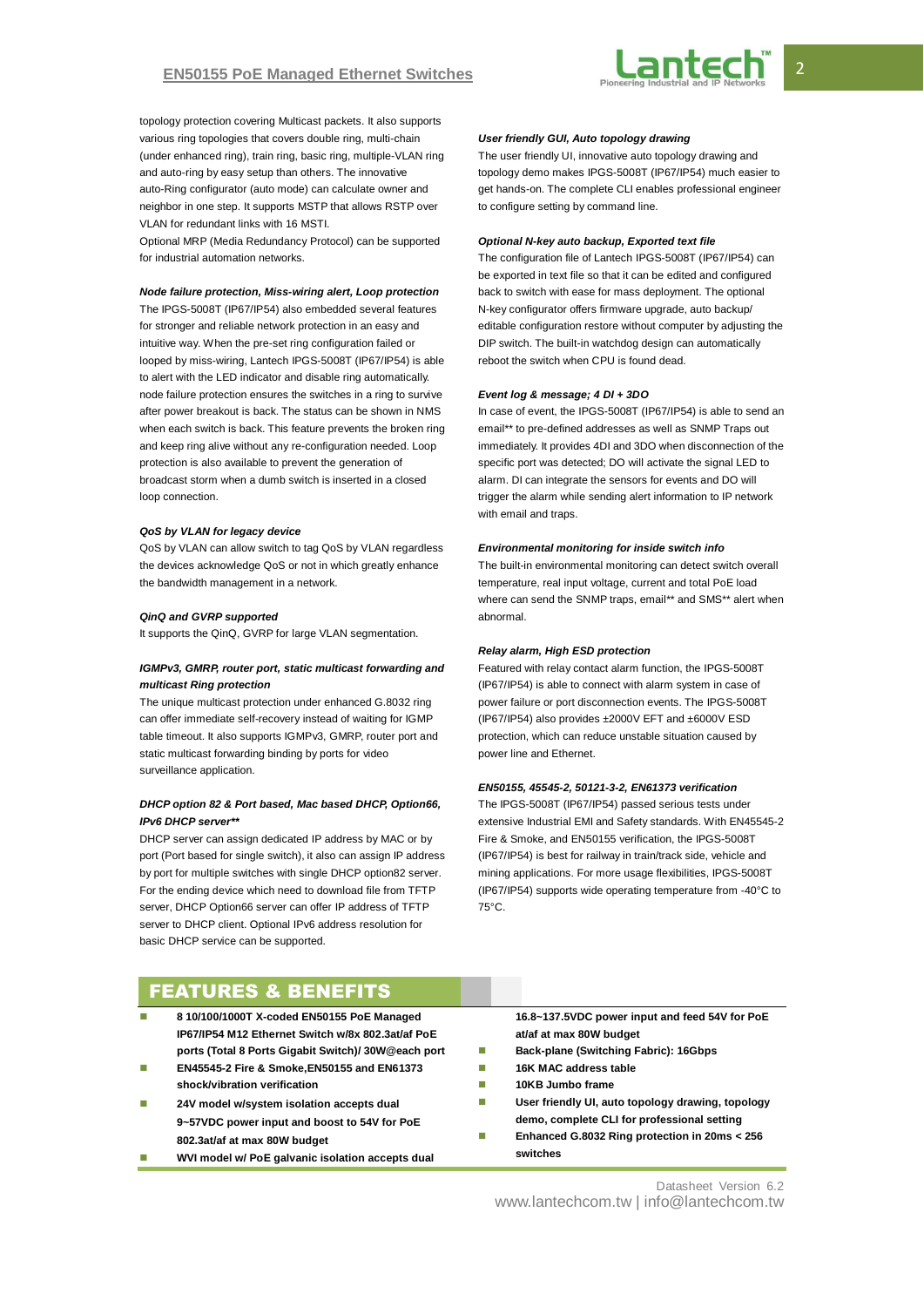topology protection covering Multicast packets. It also supports various ring topologies that covers double ring, multi-chain (under enhanced ring), train ring, basic ring, multiple-VLAN ring and auto-ring by easy setup than others. The innovative auto-Ring configurator (auto mode) can calculate owner and neighbor in one step. It supports MSTP that allows RSTP over VLAN for redundant links with 16 MSTI.

Optional MRP (Media Redundancy Protocol) can be supported for industrial automation networks.

***Node failure protection, Miss-wiring alert, Loop protection***

The IPGS-5008T (IP67/IP54) also embedded several features for stronger and reliable network protection in an easy and intuitive way. When the pre-set ring configuration failed or looped by miss-wiring, Lantech IPGS-5008T (IP67/IP54) is able to alert with the LED indicator and disable ring automatically. node failure protection ensures the switches in a ring to survive after power breakout is back. The status can be shown in NMS when each switch is back. This feature prevents the broken ring and keep ring alive without any re-configuration needed. Loop protection is also available to prevent the generation of broadcast storm when a dumb switch is inserted in a closed loop connection.

***QoS by VLAN for legacy device***

QoS by VLAN can allow switch to tag QoS by VLAN regardless the devices acknowledge QoS or not in which greatly enhance the bandwidth management in a network.

***QinQ and GVRP supported***

It supports the QinQ, GVRP for large VLAN segmentation.

***IGMPv3, GMRP, router port, static multicast forwarding and multicast Ring protection***

The unique multicast protection under enhanced G.8032 ring can offer immediate self-recovery instead of waiting for IGMP table timeout. It also supports IGMPv3, GMRP, router port and static multicast forwarding binding by ports for video surveillance application.

***DHCP option 82 & Port based, Mac based DHCP, Option66, IPv6 DHCP server\*\****

DHCP server can assign dedicated IP address by MAC or by port (Port based for single switch), it also can assign IP address by port for multiple switches with single DHCP option82 server. For the ending device which need to download file from TFTP server, DHCP Option66 server can offer IP address of TFTP server to DHCP client. Optional IPv6 address resolution for basic DHCP service can be supported.

***User friendly GUI, Auto topology drawing***

The user friendly UI, innovative auto topology drawing and topology demo makes IPGS-5008T (IP67/IP54) much easier to get hands-on. The complete CLI enables professional engineer to configure setting by command line.

***Optional N-key auto backup, Exported text file***

The configuration file of Lantech IPGS-5008T (IP67/IP54) can be exported in text file so that it can be edited and configured back to switch with ease for mass deployment. The optional N-key configurator offers firmware upgrade, auto backup/ editable configuration restore without computer by adjusting the DIP switch. The built-in watchdog design can automatically reboot the switch when CPU is found dead.

***Event log & message; 4 DI + 3DO***

In case of event, the IPGS-5008T (IP67/IP54) is able to send an email** to pre-defined addresses as well as SNMP Traps out immediately. It provides 4DI and 3DO when disconnection of the specific port was detected; DO will activate the signal LED to alarm. DI can integrate the sensors for events and DO will trigger the alarm while sending alert information to IP network with email and traps.

***Environmental monitoring for inside switch info***

The built-in environmental monitoring can detect switch overall temperature, real input voltage, current and total PoE load where can send the SNMP traps, email** and SMS** alert when abnormal.

***Relay alarm, High ESD protection***

Featured with relay contact alarm function, the IPGS-5008T (IP67/IP54) is able to connect with alarm system in case of power failure or port disconnection events. The IPGS-5008T (IP67/IP54) also provides ±2000V EFT and ±6000V ESD protection, which can reduce unstable situation caused by power line and Ethernet.

***EN50155, 45545-2, 50121-3-2, EN61373 verification***

The IPGS-5008T (IP67/IP54) passed serious tests under extensive Industrial EMI and Safety standards. With EN45545-2 Fire & Smoke, and EN50155 verification, the IPGS-5008T (IP67/IP54) is best for railway in train/track side, vehicle and mining applications. For more usage flexibilities, IPGS-5008T (IP67/IP54) supports wide operating temperature from -40°C to 75°C.

## FEATURES & BENEFITS

- **8 10/100/1000T X-coded EN50155 PoE Managed IP67/IP54 M12 Ethernet Switch w/8x 802.3at/af PoE ports (Total 8 Ports Gigabit Switch)/ 30W@each port**
- **EN45545-2 Fire & Smoke,EN50155 and EN61373 shock/vibration verification**
- **24V model w/system isolation accepts dual 9~57VDC power input and boost to 54V for PoE 802.3at/af at max 80W budget**
- **WVI model w/ PoE galvanic isolation accepts dual 16.8~137.5VDC power input and feed 54V for PoE at/af at max 80W budget**
- **Back-plane (Switching Fabric): 16Gbps**
- **16K MAC address table**
- **10KB Jumbo frame**
- **User friendly UI, auto topology drawing, topology demo, complete CLI for professional setting**
- **Enhanced G.8032 Ring protection in 20ms < 256 switches**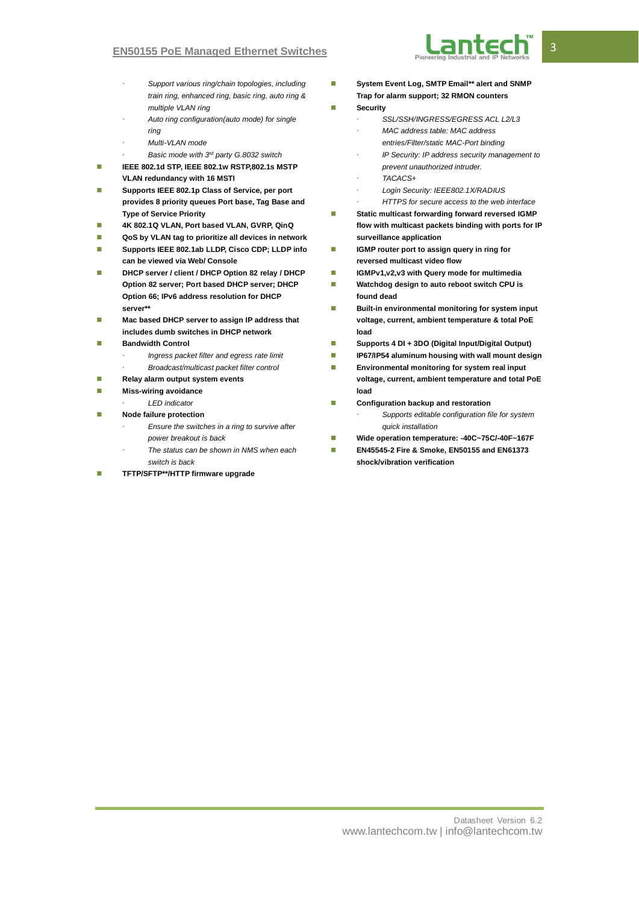- *Support various ring/chain topologies, including train ring, enhanced ring, basic ring, auto ring & multiple VLAN ring*
- *Auto ring configuration(auto mode) for single ring*
- *Multi-VLAN mode*
- *Basic mode with 3rd party G.8032 switch*

- **IEEE 802.1d STP, IEEE 802.1w RSTP,802.1s MSTP VLAN redundancy with 16 MSTI**
- **Supports IEEE 802.1p Class of Service, per port provides 8 priority queues Port base, Tag Base and Type of Service Priority**
- **4K 802.1Q VLAN, Port based VLAN, GVRP, QinQ**
- **QoS by VLAN tag to prioritize all devices in network**
- **Supports IEEE 802.1ab LLDP, Cisco CDP; LLDP info can be viewed via Web/ Console**
- **DHCP server / client / DHCP Option 82 relay / DHCP Option 82 server; Port based DHCP server; DHCP Option 66; IPv6 address resolution for DHCP server\*\***
- **Mac based DHCP server to assign IP address that includes dumb switches in DHCP network**
- **Bandwidth Control**
  - *Ingress packet filter and egress rate limit*
  - *Broadcast/multicast packet filter control*
- **Relay alarm output system events**
- **Miss-wiring avoidance**
  - *LED indicator*
- **Node failure protection**
  - *Ensure the switches in a ring to survive after power breakout is back*
  - *The status can be shown in NMS when each switch is back*
- **TFTP/SFTP\*\*/HTTP firmware upgrade**
- **System Event Log, SMTP Email\*\* alert and SNMP Trap for alarm support; 32 RMON counters**
- **Security**
  - *SSL/SSH/INGRESS/EGRESS ACL L2/L3*
  - *MAC address table: MAC address entries/Filter/static MAC-Port binding*
  - *IP Security: IP address security management to prevent unauthorized intruder.*
  - *TACACS+*
  - *Login Security: IEEE802.1X/RADIUS*
  - *HTTPS for secure access to the web interface*
- **Static multicast forwarding forward reversed IGMP flow with multicast packets binding with ports for IP surveillance application**
- **IGMP router port to assign query in ring for reversed multicast video flow**
- **IGMPv1,v2,v3 with Query mode for multimedia**
- **Watchdog design to auto reboot switch CPU is found dead**
- **Built-in environmental monitoring for system input voltage, current, ambient temperature & total PoE load**
- **Supports 4 DI + 3DO (Digital Input/Digital Output)**
- **IP67/IP54 aluminum housing with wall mount design**
- **Environmental monitoring for system real input voltage, current, ambient temperature and total PoE load**
- **Configuration backup and restoration**
  - *Supports editable configuration file for system quick installation*
- **Wide operation temperature: -40C~75C/-40F~167F**
- **EN45545-2 Fire & Smoke, EN50155 and EN61373 shock/vibration verification**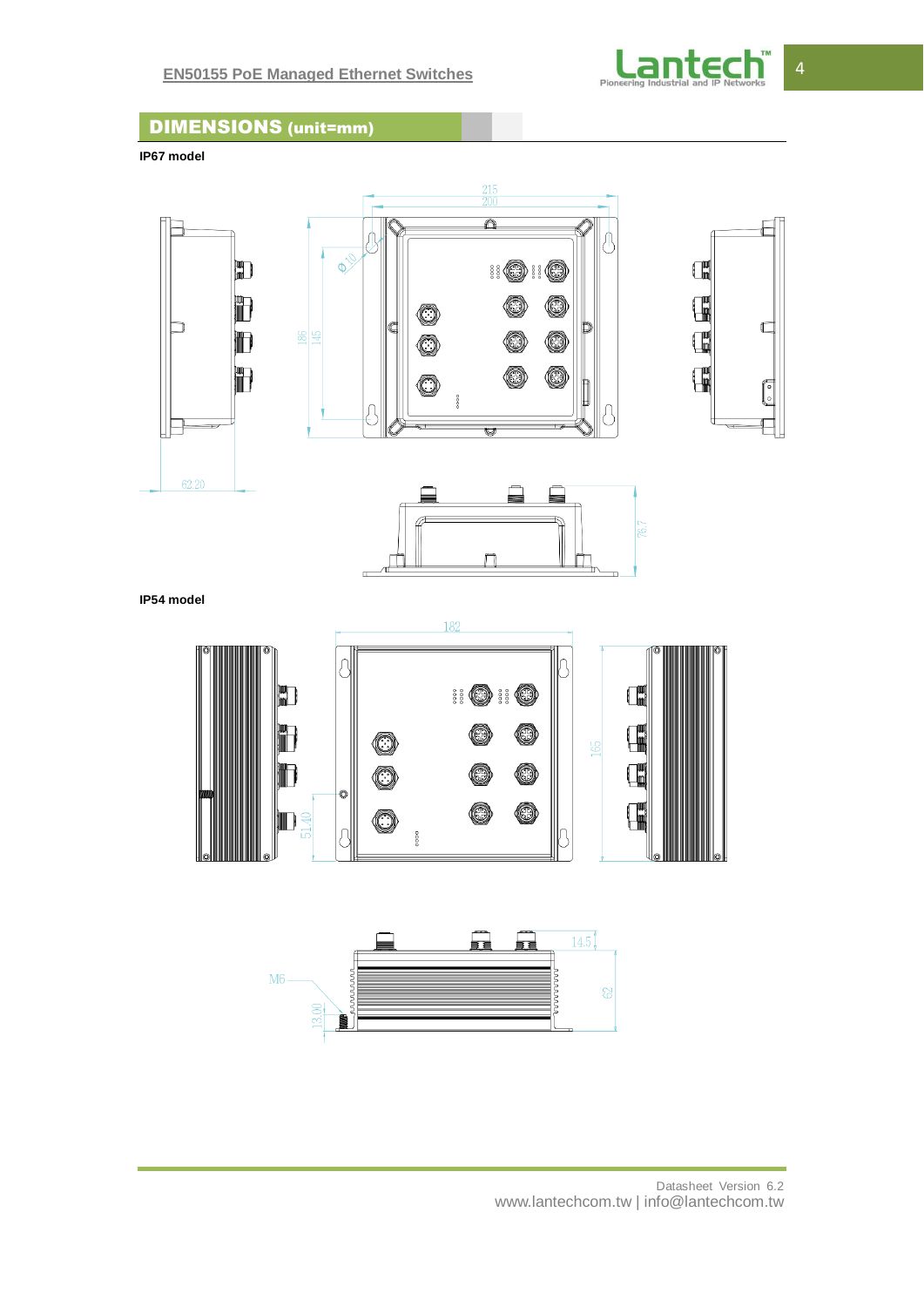## DIMENSIONS (unit=mm)

**IP67 model**

**IP54 model**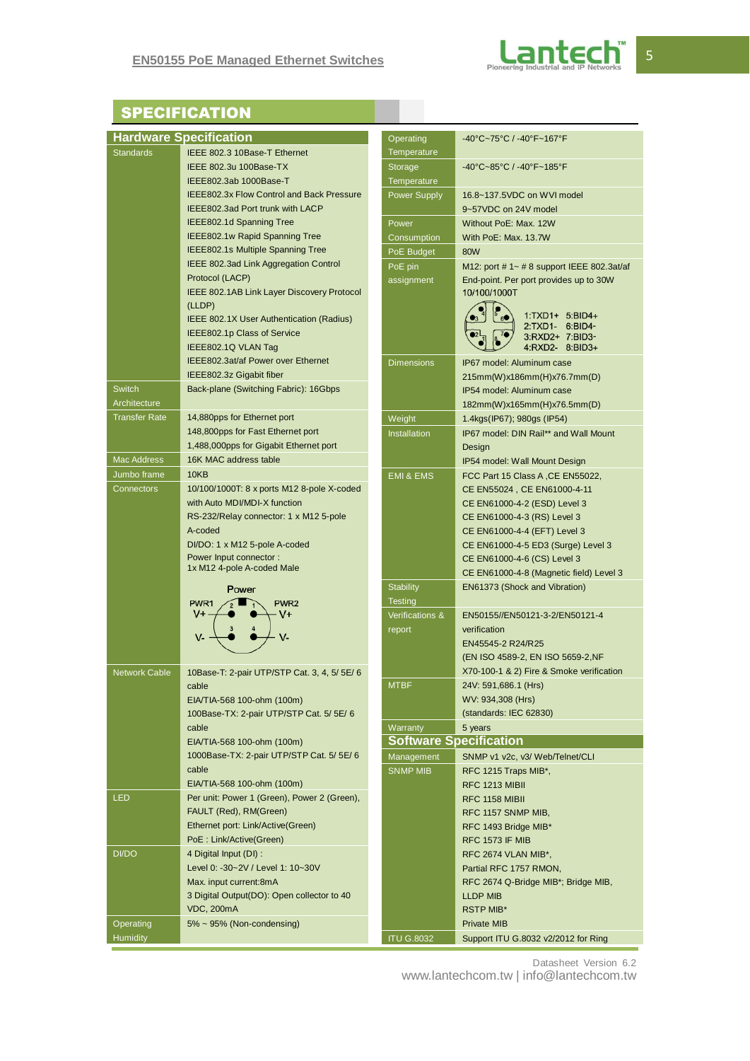## SPECIFICATION

### Hardware Specification

| | |
|---|---|
| Standards | IEEE 802.3 10Base-T Ethernet<br>IEEE 802.3u 100Base-TX<br>IEEE802.3ab 1000Base-T<br>IEEE802.3x Flow Control and Back Pressure<br>IEEE802.3ad Port trunk with LACP<br>IEEE802.1d Spanning Tree<br>IEEE802.1w Rapid Spanning Tree<br>IEEE802.1s Multiple Spanning Tree<br>IEEE 802.3ad Link Aggregation Control Protocol (LACP)<br>IEEE 802.1AB Link Layer Discovery Protocol (LLDP)<br>IEEE 802.1X User Authentication (Radius)<br>IEEE802.1p Class of Service<br>IEEE802.1Q VLAN Tag<br>IEEE802.3at/af Power over Ethernet<br>IEEE802.3z Gigabit fiber |
| Switch Architecture | Back-plane (Switching Fabric): 16Gbps |
| Transfer Rate | 14,880pps for Ethernet port<br>148,800pps for Fast Ethernet port<br>1,488,000pps for Gigabit Ethernet port |
| Mac Address | 16K MAC address table |
| Jumbo frame | 10KB |
| Connectors | 10/100/1000T: 8 x ports M12 8-pole X-coded with Auto MDI/MDI-X function<br>RS-232/Relay connector: 1 x M12 5-pole A-coded<br>DI/DO: 1 x M12 5-pole A-coded<br>Power Input connector :<br>1x M12 4-pole A-coded Male<br>Power: PWR1 V+ (2), PWR2 V+ (1), V- (3), V- (4) |
| Network Cable | 10Base-T: 2-pair UTP/STP Cat. 3, 4, 5/ 5E/ 6 cable<br>EIA/TIA-568 100-ohm (100m)<br>100Base-TX: 2-pair UTP/STP Cat. 5/ 5E/ 6 cable<br>EIA/TIA-568 100-ohm (100m)<br>1000Base-TX: 2-pair UTP/STP Cat. 5/ 5E/ 6 cable<br>EIA/TIA-568 100-ohm (100m) |
| LED | Per unit: Power 1 (Green), Power 2 (Green), FAULT (Red), RM(Green)<br>Ethernet port: Link/Active(Green)<br>PoE : Link/Active(Green) |
| DI/DO | 4 Digital Input (DI) :<br>Level 0: -30~2V / Level 1: 10~30V<br>Max. input current:8mA<br>3 Digital Output(DO): Open collector to 40 VDC, 200mA |
| Operating Humidity | 5% ~ 95% (Non-condensing) |
| Operating Temperature | -40°C~75°C / -40°F~167°F |
| Storage Temperature | -40°C~85°C / -40°F~185°F |
| Power Supply | 16.8~137.5VDC on WVI model<br>9~57VDC on 24V model |
| Power Consumption | Without PoE: Max. 12W<br>With PoE: Max. 13.7W |
| PoE Budget | 80W |
| PoE pin assignment | M12: port # 1~ # 8 support IEEE 802.3at/af End-point. Per port provides up to 30W 10/100/1000T<br>1:TXD1+ 5:BID4+<br>2:TXD1- 6:BID4-<br>3:RXD2+ 7:BID3-<br>4:RXD2- 8:BID3+ |
| Dimensions | IP67 model: Aluminum case<br>215mm(W)x186mm(H)x76.7mm(D)<br>IP54 model: Aluminum case<br>182mm(W)x165mm(H)x76.5mm(D) |
| Weight | 1.4kgs(IP67); 980gs (IP54) |
| Installation | IP67 model: DIN Rail** and Wall Mount Design<br>IP54 model: Wall Mount Design |
| EMI & EMS | FCC Part 15 Class A ,CE EN55022,<br>CE EN55024 , CE EN61000-4-11<br>CE EN61000-4-2 (ESD) Level 3<br>CE EN61000-4-3 (RS) Level 3<br>CE EN61000-4-4 (EFT) Level 3<br>CE EN61000-4-5 ED3 (Surge) Level 3<br>CE EN61000-4-6 (CS) Level 3<br>CE EN61000-4-8 (Magnetic field) Level 3 |
| Stability Testing | EN61373 (Shock and Vibration) |
| Verifications & report | EN50155//EN50121-3-2/EN50121-4 verification<br>EN45545-2 R24/R25<br>(EN ISO 4589-2, EN ISO 5659-2,NF X70-100-1 & 2) Fire & Smoke verification |
| MTBF | 24V: 591,686.1 (Hrs)<br>WV: 934,308 (Hrs)<br>(standards: IEC 62830) |
| Warranty | 5 years |

### Software Specification

| | |
|---|---|
| Management | SNMP v1 v2c, v3/ Web/Telnet/CLI |
| SNMP MIB | RFC 1215 Traps MIB*,<br>RFC 1213 MIBII<br>RFC 1158 MIBII<br>RFC 1157 SNMP MIB,<br>RFC 1493 Bridge MIB*<br>RFC 1573 IF MIB<br>RFC 2674 VLAN MIB*,<br>Partial RFC 1757 RMON,<br>RFC 2674 Q-Bridge MIB*; Bridge MIB,<br>LLDP MIB<br>RSTP MIB*<br>Private MIB |
| ITU G.8032 | Support ITU G.8032 v2/2012 for Ring |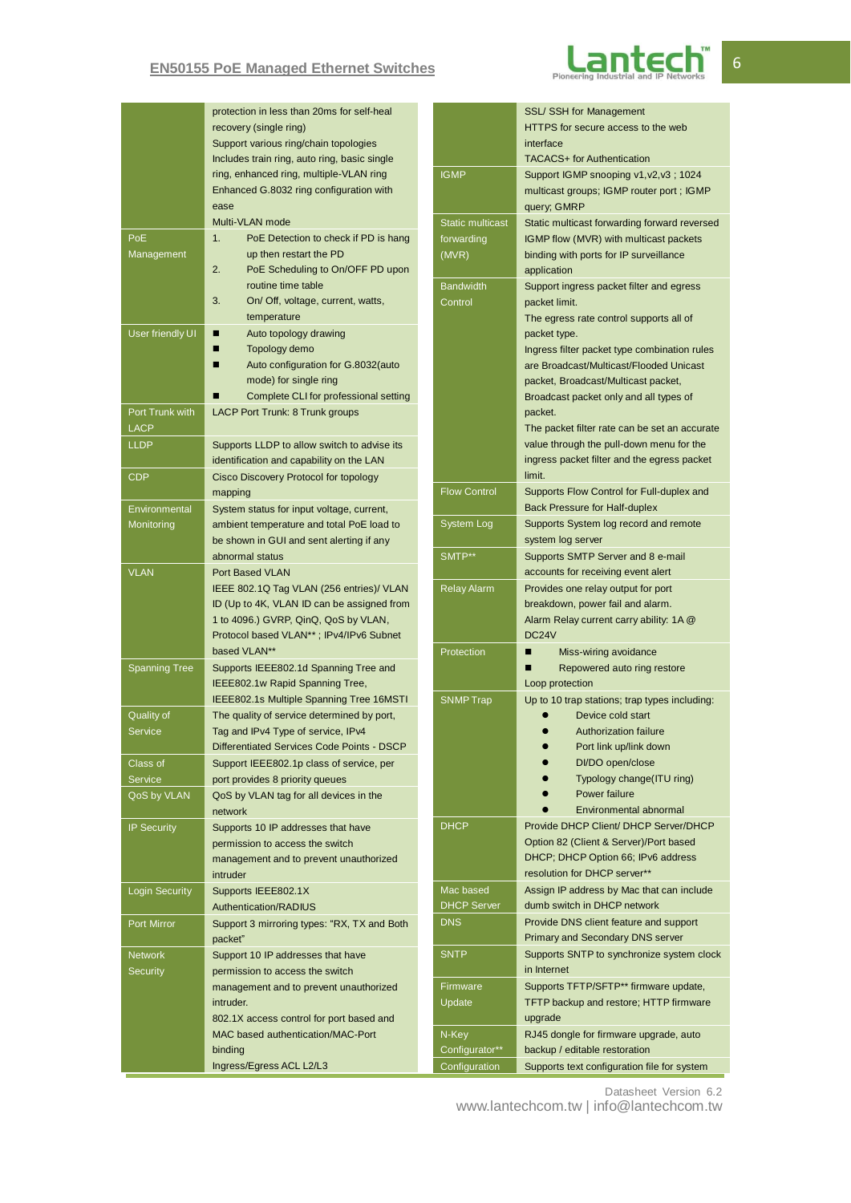| | |
|---|---|
| | protection in less than 20ms for self-heal recovery (single ring)<br>Support various ring/chain topologies<br>Includes train ring, auto ring, basic single ring, enhanced ring, multiple-VLAN ring<br>Enhanced G.8032 ring configuration with ease<br>Multi-VLAN mode |
| PoE Management | 1. PoE Detection to check if PD is hang up then restart the PD<br>2. PoE Scheduling to On/OFF PD upon routine time table<br>3. On/ Off, voltage, current, watts, temperature |
| User friendly UI | ■ Auto topology drawing<br>■ Topology demo<br>■ Auto configuration for G.8032(auto mode) for single ring<br>■ Complete CLI for professional setting |
| Port Trunk with LACP | LACP Port Trunk: 8 Trunk groups |
| LLDP | Supports LLDP to allow switch to advise its identification and capability on the LAN |
| CDP | Cisco Discovery Protocol for topology mapping |
| Environmental Monitoring | System status for input voltage, current, ambient temperature and total PoE load to be shown in GUI and sent alerting if any abnormal status |
| VLAN | Port Based VLAN<br>IEEE 802.1Q Tag VLAN (256 entries)/ VLAN ID (Up to 4K, VLAN ID can be assigned from 1 to 4096.) GVRP, QinQ, QoS by VLAN, Protocol based VLAN** ; IPv4/IPv6 Subnet based VLAN** |
| Spanning Tree | Supports IEEE802.1d Spanning Tree and IEEE802.1w Rapid Spanning Tree, IEEE802.1s Multiple Spanning Tree 16MSTI |
| Quality of Service | The quality of service determined by port, Tag and IPv4 Type of service, IPv4 Differentiated Services Code Points - DSCP |
| Class of Service | Support IEEE802.1p class of service, per port provides 8 priority queues |
| QoS by VLAN | QoS by VLAN tag for all devices in the network |
| IP Security | Supports 10 IP addresses that have permission to access the switch management and to prevent unauthorized intruder |
| Login Security | Supports IEEE802.1X Authentication/RADIUS |
| Port Mirror | Support 3 mirroring types: "RX, TX and Both packet" |
| Network Security | Support 10 IP addresses that have permission to access the switch management and to prevent unauthorized intruder.<br>802.1X access control for port based and MAC based authentication/MAC-Port binding<br>Ingress/Egress ACL L2/L3 |

| | |
|---|---|
| | SSL/ SSH for Management<br>HTTPS for secure access to the web interface<br>TACACS+ for Authentication |
| IGMP | Support IGMP snooping v1,v2,v3 ; 1024 multicast groups; IGMP router port ; IGMP query; GMRP |
| Static multicast forwarding (MVR) | Static multicast forwarding forward reversed IGMP flow (MVR) with multicast packets binding with ports for IP surveillance application |
| Bandwidth Control | Support ingress packet filter and egress packet limit.<br>The egress rate control supports all of packet type.<br>Ingress filter packet type combination rules are Broadcast/Multicast/Flooded Unicast packet, Broadcast/Multicast packet, Broadcast packet only and all types of packet.<br>The packet filter rate can be set an accurate value through the pull-down menu for the ingress packet filter and the egress packet limit. |
| Flow Control | Supports Flow Control for Full-duplex and Back Pressure for Half-duplex |
| System Log | Supports System log record and remote system log server |
| SMTP** | Supports SMTP Server and 8 e-mail accounts for receiving event alert |
| Relay Alarm | Provides one relay output for port breakdown, power fail and alarm.<br>Alarm Relay current carry ability: 1A @ DC24V |
| Protection | ■ Miss-wiring avoidance<br>■ Repowered auto ring restore<br>Loop protection |
| SNMP Trap | Up to 10 trap stations; trap types including:<br>● Device cold start<br>● Authorization failure<br>● Port link up/link down<br>● DI/DO open/close<br>● Typology change(ITU ring)<br>● Power failure<br>● Environmental abnormal |
| DHCP | Provide DHCP Client/ DHCP Server/DHCP Option 82 (Client & Server)/Port based DHCP; DHCP Option 66; IPv6 address resolution for DHCP server** |
| Mac based DHCP Server | Assign IP address by Mac that can include dumb switch in DHCP network |
| DNS | Provide DNS client feature and support Primary and Secondary DNS server |
| SNTP | Supports SNTP to synchronize system clock in Internet |
| Firmware Update | Supports TFTP/SFTP** firmware update, TFTP backup and restore; HTTP firmware upgrade |
| N-Key Configurator** | RJ45 dongle for firmware upgrade, auto backup / editable restoration |
| Configuration | Supports text configuration file for system |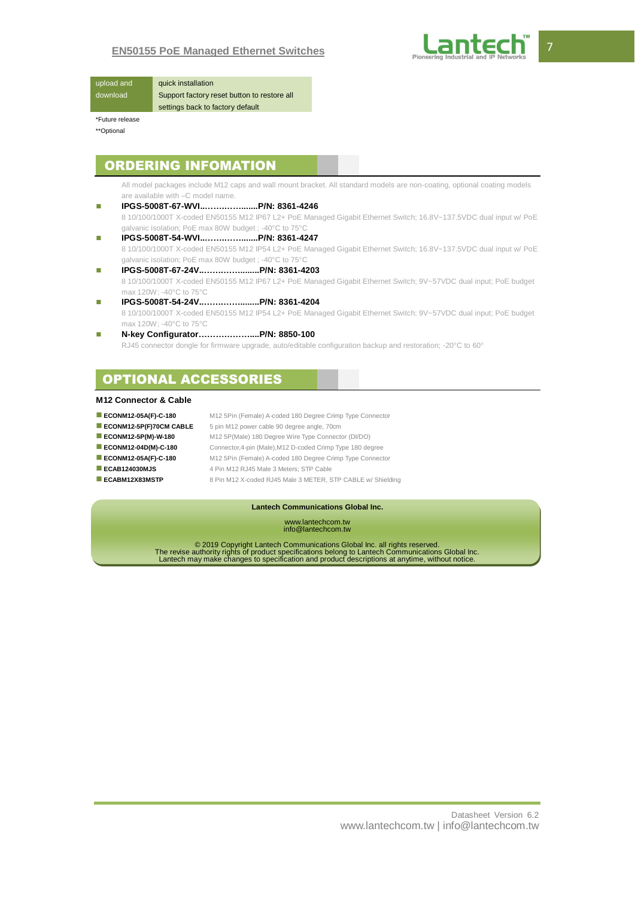| | |
|---|---|
| upload and download | quick installation<br>Support factory reset button to restore all settings back to factory default |

*Future release

**Optional

## ORDERING INFOMATION

All model packages include M12 caps and wall mount bracket. All standard models are non-coating, optional coating models are available with –C model name.

- **IPGS-5008T-67-WVI...……..……........P/N: 8361-4246**
  8 10/100/1000T X-coded EN50155 M12 IP67 L2+ PoE Managed Gigabit Ethernet Switch; 16.8V~137.5VDC dual input w/ PoE galvanic isolation; PoE max 80W budget ; -40°C to 75°C
- **IPGS-5008T-54-WVI...……..……........P/N: 8361-4247**
  8 10/100/1000T X-coded EN50155 M12 IP54 L2+ PoE Managed Gigabit Ethernet Switch; 16.8V~137.5VDC dual input w/ PoE galvanic isolation; PoE max 80W budget ; -40°C to 75°C
- **IPGS-5008T-67-24V...……..……........P/N: 8361-4203**
  8 10/100/1000T X-coded EN50155 M12 IP67 L2+ PoE Managed Gigabit Ethernet Switch; 9V~57VDC dual input; PoE budget max 120W; -40°C to 75°C
- **IPGS-5008T-54-24V...……..……........P/N: 8361-4204**
  8 10/100/1000T X-coded EN50155 M12 IP54 L2+ PoE Managed Gigabit Ethernet Switch; 9V~57VDC dual input; PoE budget max 120W; -40°C to 75°C
- **N-key Configurator………………….....P/N: 8850-100**
  RJ45 connector dongle for firmware upgrade, auto/editable configuration backup and restoration; -20°C to 60°

## OPTIONAL ACCESSORIES

### M12 Connector & Cable

| | |
|---|---|
| **ECONM12-05A(F)-C-180** | M12 5Pin (Female) A-coded 180 Degree Crimp Type Connector |
| **ECONM12-5P(F)70CM CABLE** | 5 pin M12 power cable 90 degree angle, 70cm |
| **ECONM12-5P(M)-W-180** | M12 5P(Male) 180 Degree Wire Type Connector (DI/DO) |
| **ECONM12-04D(M)-C-180** | Connector,4-pin (Male),M12 D-coded Crimp Type 180 degree |
| **ECONM12-05A(F)-C-180** | M12 5Pin (Female) A-coded 180 Degree Crimp Type Connector |
| **ECAB124030MJS** | 4 Pin M12 RJ45 Male 3 Meters; STP Cable |
| **ECABM12X83MSTP** | 8 Pin M12 X-coded RJ45 Male 3 METER, STP CABLE w/ Shielding |

**Lantech Communications Global Inc.**

www.lantechcom.tw
info@lantechcom.tw

© 2019 Copyright Lantech Communications Global Inc. all rights reserved.
The revise authority rights of product specifications belong to Lantech Communications Global Inc.
Lantech may make changes to specification and product descriptions at anytime, without notice.

Datasheet Version 6.2